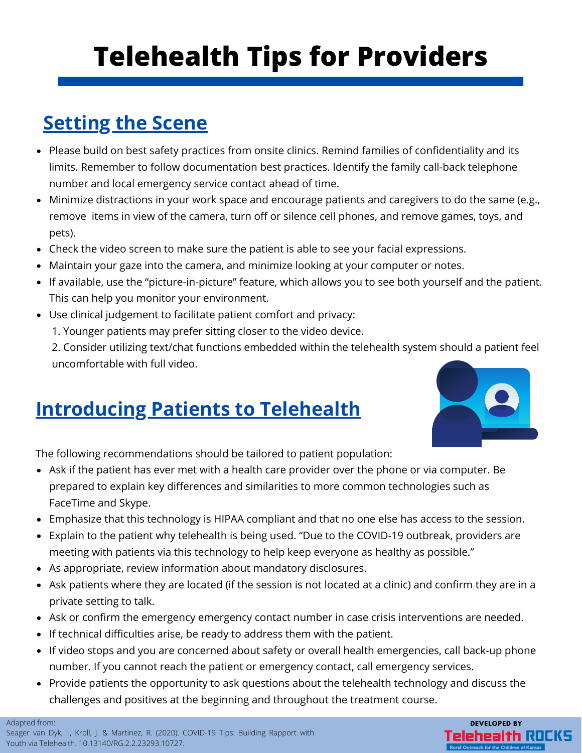# Telehealth Tips for Providers

## Setting the Scene

- Please build on best safety practices from onsite clinics. Remind families of confidentiality and its limits. Remember to follow documentation best practices. Identify the family call-back telephone number and local emergency service contact ahead of time.
- Minimize distractions in your work space and encourage patients and caregivers to do the same (e.g., remove items in view of the camera, turn off or silence cell phones, and remove games, toys, and pets).
- Check the video screen to make sure the patient is able to see your facial expressions.
- Maintain your gaze into the camera, and minimize looking at your computer or notes.
- If available, use the "picture-in-picture" feature, which allows you to see both yourself and the patient. This can help you monitor your environment.
- Use clinical judgement to facilitate patient comfort and privacy:
  1. Younger patients may prefer sitting closer to the video device.
  2. Consider utilizing text/chat functions embedded within the telehealth system should a patient feel uncomfortable with full video.

## Introducing Patients to Telehealth

The following recommendations should be tailored to patient population:

- Ask if the patient has ever met with a health care provider over the phone or via computer. Be prepared to explain key differences and similarities to more common technologies such as FaceTime and Skype.
- Emphasize that this technology is HIPAA compliant and that no one else has access to the session.
- Explain to the patient why telehealth is being used. "Due to the COVID-19 outbreak, providers are meeting with patients via this technology to help keep everyone as healthy as possible."
- As appropriate, review information about mandatory disclosures.
- Ask patients where they are located (if the session is not located at a clinic) and confirm they are in a private setting to talk.
- Ask or confirm the emergency emergency contact number in case crisis interventions are needed.
- If technical difficulties arise, be ready to address them with the patient.
- If video stops and you are concerned about safety or overall health emergencies, call back-up phone number. If you cannot reach the patient or emergency contact, call emergency services.
- Provide patients the opportunity to ask questions about the telehealth technology and discuss the challenges and positives at the beginning and throughout the treatment course.

Adapted from:
Seager van Dyk, I., Kroll, J. & Martinez, R. (2020). COVID-19 Tips: Building Rapport with Youth via Telehealth. 10.13140/RG.2.2.23293.10727.

DEVELOPED BY Telehealth ROCKS – Rural Outreach for the Children of Kansas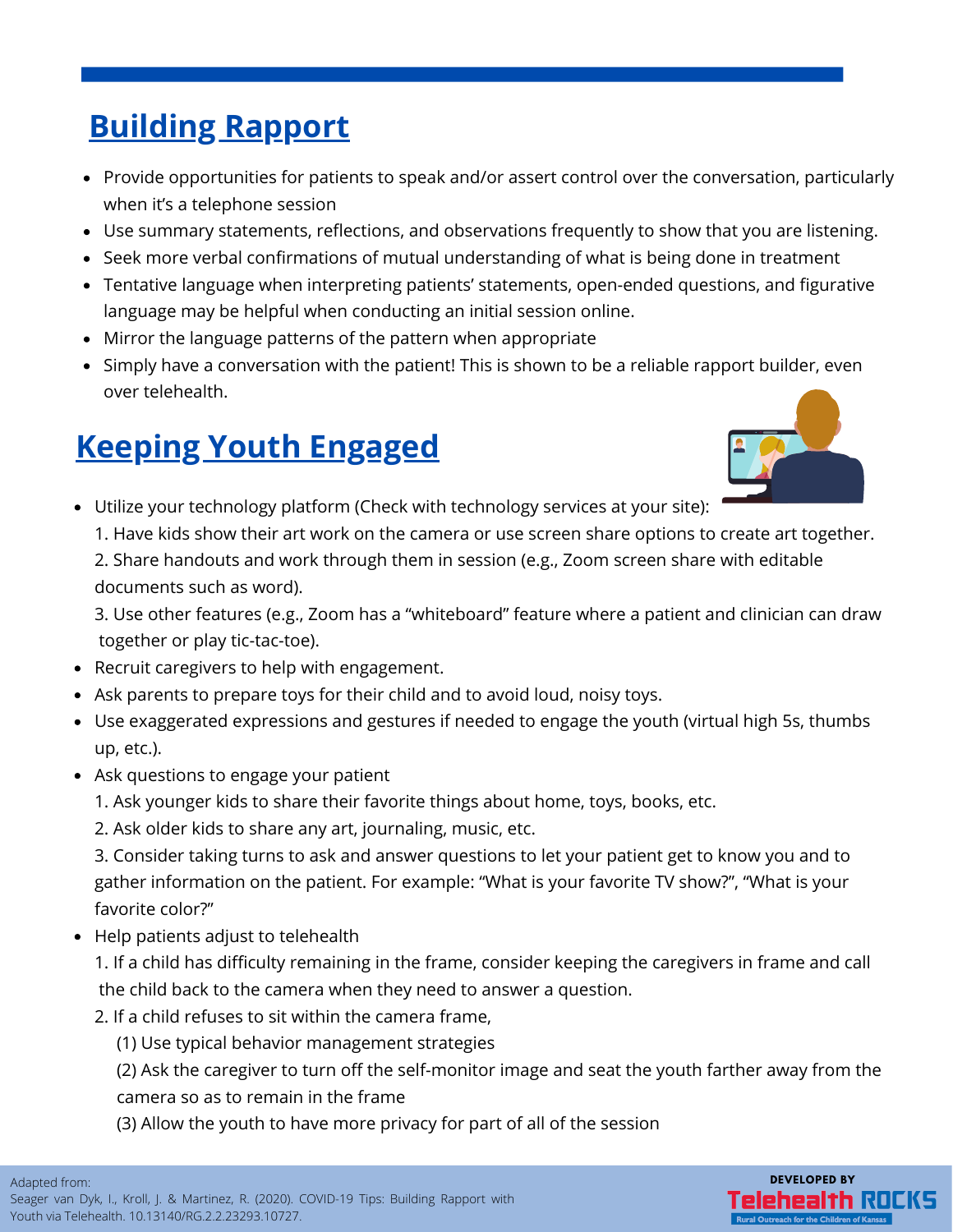## Building Rapport

- Provide opportunities for patients to speak and/or assert control over the conversation, particularly when it's a telephone session
- Use summary statements, reflections, and observations frequently to show that you are listening.
- Seek more verbal confirmations of mutual understanding of what is being done in treatment
- Tentative language when interpreting patients' statements, open-ended questions, and figurative language may be helpful when conducting an initial session online.
- Mirror the language patterns of the pattern when appropriate
- Simply have a conversation with the patient! This is shown to be a reliable rapport builder, even over telehealth.

## Keeping Youth Engaged

- Utilize your technology platform (Check with technology services at your site):
  1. Have kids show their art work on the camera or use screen share options to create art together.
  2. Share handouts and work through them in session (e.g., Zoom screen share with editable documents such as word).
  3. Use other features (e.g., Zoom has a "whiteboard" feature where a patient and clinician can draw together or play tic-tac-toe).
- Recruit caregivers to help with engagement.
- Ask parents to prepare toys for their child and to avoid loud, noisy toys.
- Use exaggerated expressions and gestures if needed to engage the youth (virtual high 5s, thumbs up, etc.).
- Ask questions to engage your patient
  1. Ask younger kids to share their favorite things about home, toys, books, etc.
  2. Ask older kids to share any art, journaling, music, etc.
  3. Consider taking turns to ask and answer questions to let your patient get to know you and to gather information on the patient. For example: "What is your favorite TV show?", "What is your favorite color?"
- Help patients adjust to telehealth
  1. If a child has difficulty remaining in the frame, consider keeping the caregivers in frame and call the child back to the camera when they need to answer a question.
  2. If a child refuses to sit within the camera frame,
     (1) Use typical behavior management strategies
     (2) Ask the caregiver to turn off the self-monitor image and seat the youth farther away from the camera so as to remain in the frame
     (3) Allow the youth to have more privacy for part of all of the session

Adapted from:
Seager van Dyk, I., Kroll, J. & Martinez, R. (2020). COVID-19 Tips: Building Rapport with Youth via Telehealth. 10.13140/RG.2.2.23293.10727.

DEVELOPED BY
Telehealth ROCKS
Rural Outreach for the Children of Kansas